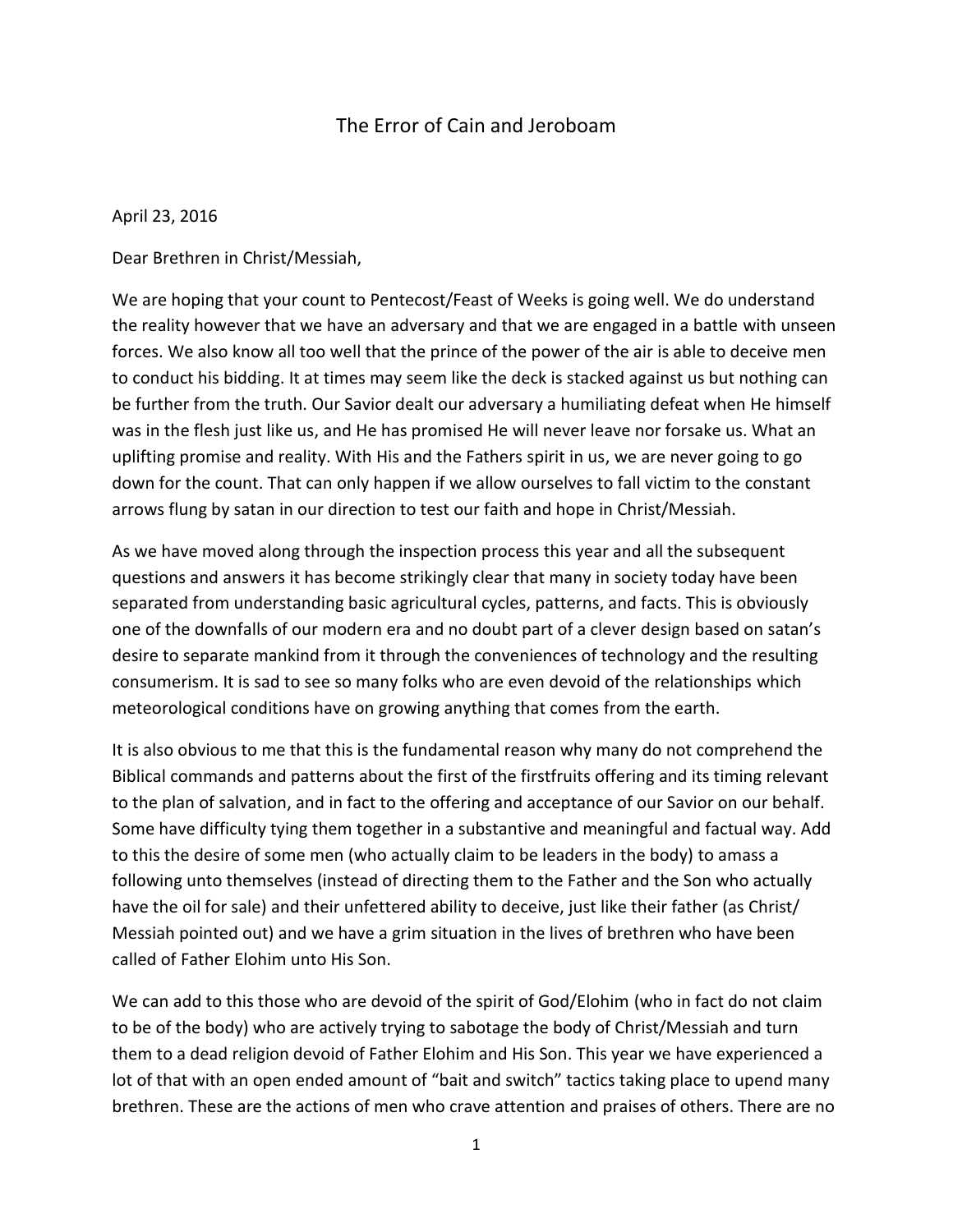# The Error of Cain and Jeroboam

April 23, 2016

Dear Brethren in Christ/Messiah,

We are hoping that your count to Pentecost/Feast of Weeks is going well. We do understand the reality however that we have an adversary and that we are engaged in a battle with unseen forces. We also know all too well that the prince of the power of the air is able to deceive men to conduct his bidding. It at times may seem like the deck is stacked against us but nothing can be further from the truth. Our Savior dealt our adversary a humiliating defeat when He himself was in the flesh just like us, and He has promised He will never leave nor forsake us. What an uplifting promise and reality. With His and the Fathers spirit in us, we are never going to go down for the count. That can only happen if we allow ourselves to fall victim to the constant arrows flung by satan in our direction to test our faith and hope in Christ/Messiah.

As we have moved along through the inspection process this year and all the subsequent questions and answers it has become strikingly clear that many in society today have been separated from understanding basic agricultural cycles, patterns, and facts. This is obviously one of the downfalls of our modern era and no doubt part of a clever design based on satan's desire to separate mankind from it through the conveniences of technology and the resulting consumerism. It is sad to see so many folks who are even devoid of the relationships which meteorological conditions have on growing anything that comes from the earth.

It is also obvious to me that this is the fundamental reason why many do not comprehend the Biblical commands and patterns about the first of the firstfruits offering and its timing relevant to the plan of salvation, and in fact to the offering and acceptance of our Savior on our behalf. Some have difficulty tying them together in a substantive and meaningful and factual way. Add to this the desire of some men (who actually claim to be leaders in the body) to amass a following unto themselves (instead of directing them to the Father and the Son who actually have the oil for sale) and their unfettered ability to deceive, just like their father (as Christ/ Messiah pointed out) and we have a grim situation in the lives of brethren who have been called of Father Elohim unto His Son.

We can add to this those who are devoid of the spirit of God/Elohim (who in fact do not claim to be of the body) who are actively trying to sabotage the body of Christ/Messiah and turn them to a dead religion devoid of Father Elohim and His Son. This year we have experienced a lot of that with an open ended amount of "bait and switch" tactics taking place to upend many brethren. These are the actions of men who crave attention and praises of others. There are no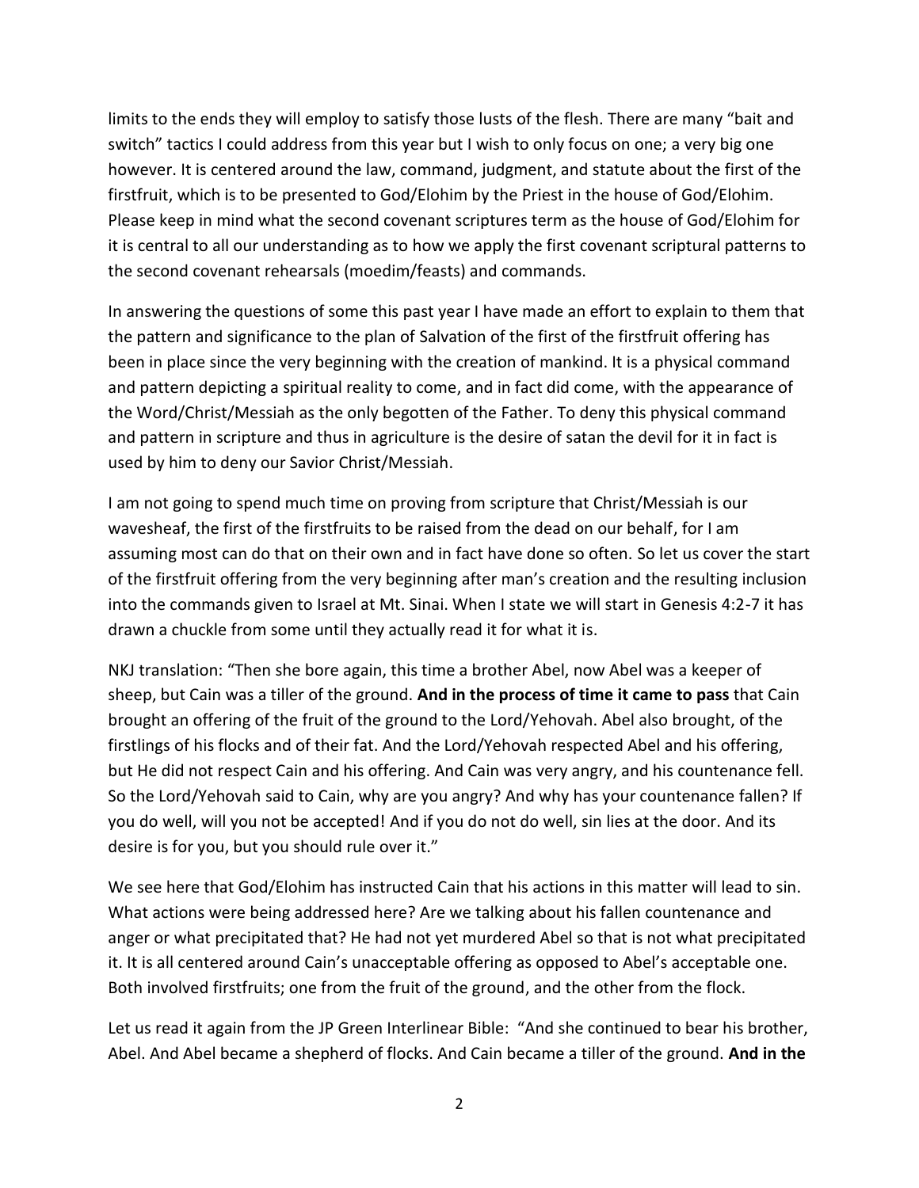limits to the ends they will employ to satisfy those lusts of the flesh. There are many "bait and switch" tactics I could address from this year but I wish to only focus on one; a very big one however. It is centered around the law, command, judgment, and statute about the first of the firstfruit, which is to be presented to God/Elohim by the Priest in the house of God/Elohim. Please keep in mind what the second covenant scriptures term as the house of God/Elohim for it is central to all our understanding as to how we apply the first covenant scriptural patterns to the second covenant rehearsals (moedim/feasts) and commands.

In answering the questions of some this past year I have made an effort to explain to them that the pattern and significance to the plan of Salvation of the first of the firstfruit offering has been in place since the very beginning with the creation of mankind. It is a physical command and pattern depicting a spiritual reality to come, and in fact did come, with the appearance of the Word/Christ/Messiah as the only begotten of the Father. To deny this physical command and pattern in scripture and thus in agriculture is the desire of satan the devil for it in fact is used by him to deny our Savior Christ/Messiah.

I am not going to spend much time on proving from scripture that Christ/Messiah is our wavesheaf, the first of the firstfruits to be raised from the dead on our behalf, for I am assuming most can do that on their own and in fact have done so often. So let us cover the start of the firstfruit offering from the very beginning after man's creation and the resulting inclusion into the commands given to Israel at Mt. Sinai. When I state we will start in Genesis 4:2-7 it has drawn a chuckle from some until they actually read it for what it is.

NKJ translation: "Then she bore again, this time a brother Abel, now Abel was a keeper of sheep, but Cain was a tiller of the ground. **And in the process of time it came to pass** that Cain brought an offering of the fruit of the ground to the Lord/Yehovah. Abel also brought, of the firstlings of his flocks and of their fat. And the Lord/Yehovah respected Abel and his offering, but He did not respect Cain and his offering. And Cain was very angry, and his countenance fell. So the Lord/Yehovah said to Cain, why are you angry? And why has your countenance fallen? If you do well, will you not be accepted! And if you do not do well, sin lies at the door. And its desire is for you, but you should rule over it."

We see here that God/Elohim has instructed Cain that his actions in this matter will lead to sin. What actions were being addressed here? Are we talking about his fallen countenance and anger or what precipitated that? He had not yet murdered Abel so that is not what precipitated it. It is all centered around Cain's unacceptable offering as opposed to Abel's acceptable one. Both involved firstfruits; one from the fruit of the ground, and the other from the flock.

Let us read it again from the JP Green Interlinear Bible: "And she continued to bear his brother, Abel. And Abel became a shepherd of flocks. And Cain became a tiller of the ground. **And in the**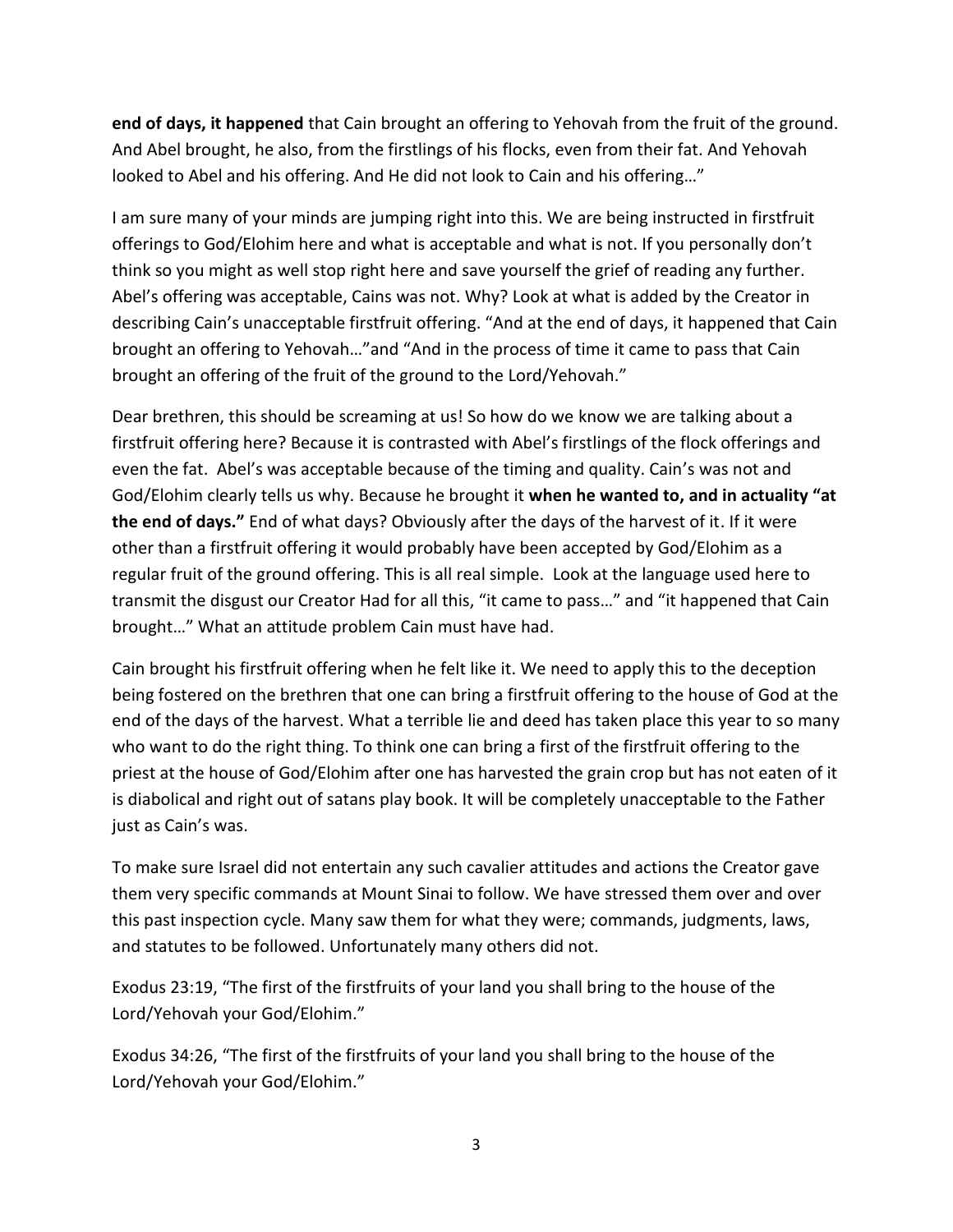**end of days, it happened** that Cain brought an offering to Yehovah from the fruit of the ground. And Abel brought, he also, from the firstlings of his flocks, even from their fat. And Yehovah looked to Abel and his offering. And He did not look to Cain and his offering…"

I am sure many of your minds are jumping right into this. We are being instructed in firstfruit offerings to God/Elohim here and what is acceptable and what is not. If you personally don't think so you might as well stop right here and save yourself the grief of reading any further. Abel's offering was acceptable, Cains was not. Why? Look at what is added by the Creator in describing Cain's unacceptable firstfruit offering. "And at the end of days, it happened that Cain brought an offering to Yehovah…"and "And in the process of time it came to pass that Cain brought an offering of the fruit of the ground to the Lord/Yehovah."

Dear brethren, this should be screaming at us! So how do we know we are talking about a firstfruit offering here? Because it is contrasted with Abel's firstlings of the flock offerings and even the fat.  Abel's was acceptable because of the timing and quality. Cain's was not and God/Elohim clearly tells us why. Because he brought it **when he wanted to, and in actuality "at the end of days."** End of what days? Obviously after the days of the harvest of it. If it were other than a firstfruit offering it would probably have been accepted by God/Elohim as a regular fruit of the ground offering. This is all real simple.  Look at the language used here to transmit the disgust our Creator Had for all this, "it came to pass…" and "it happened that Cain brought…" What an attitude problem Cain must have had.

Cain brought his firstfruit offering when he felt like it. We need to apply this to the deception being fostered on the brethren that one can bring a firstfruit offering to the house of God at the end of the days of the harvest. What a terrible lie and deed has taken place this year to so many who want to do the right thing. To think one can bring a first of the firstfruit offering to the priest at the house of God/Elohim after one has harvested the grain crop but has not eaten of it is diabolical and right out of satans play book. It will be completely unacceptable to the Father just as Cain's was.

To make sure Israel did not entertain any such cavalier attitudes and actions the Creator gave them very specific commands at Mount Sinai to follow. We have stressed them over and over this past inspection cycle. Many saw them for what they were; commands, judgments, laws, and statutes to be followed. Unfortunately many others did not.

Exodus 23:19, "The first of the firstfruits of your land you shall bring to the house of the Lord/Yehovah your God/Elohim."

Exodus 34:26, "The first of the firstfruits of your land you shall bring to the house of the Lord/Yehovah your God/Elohim."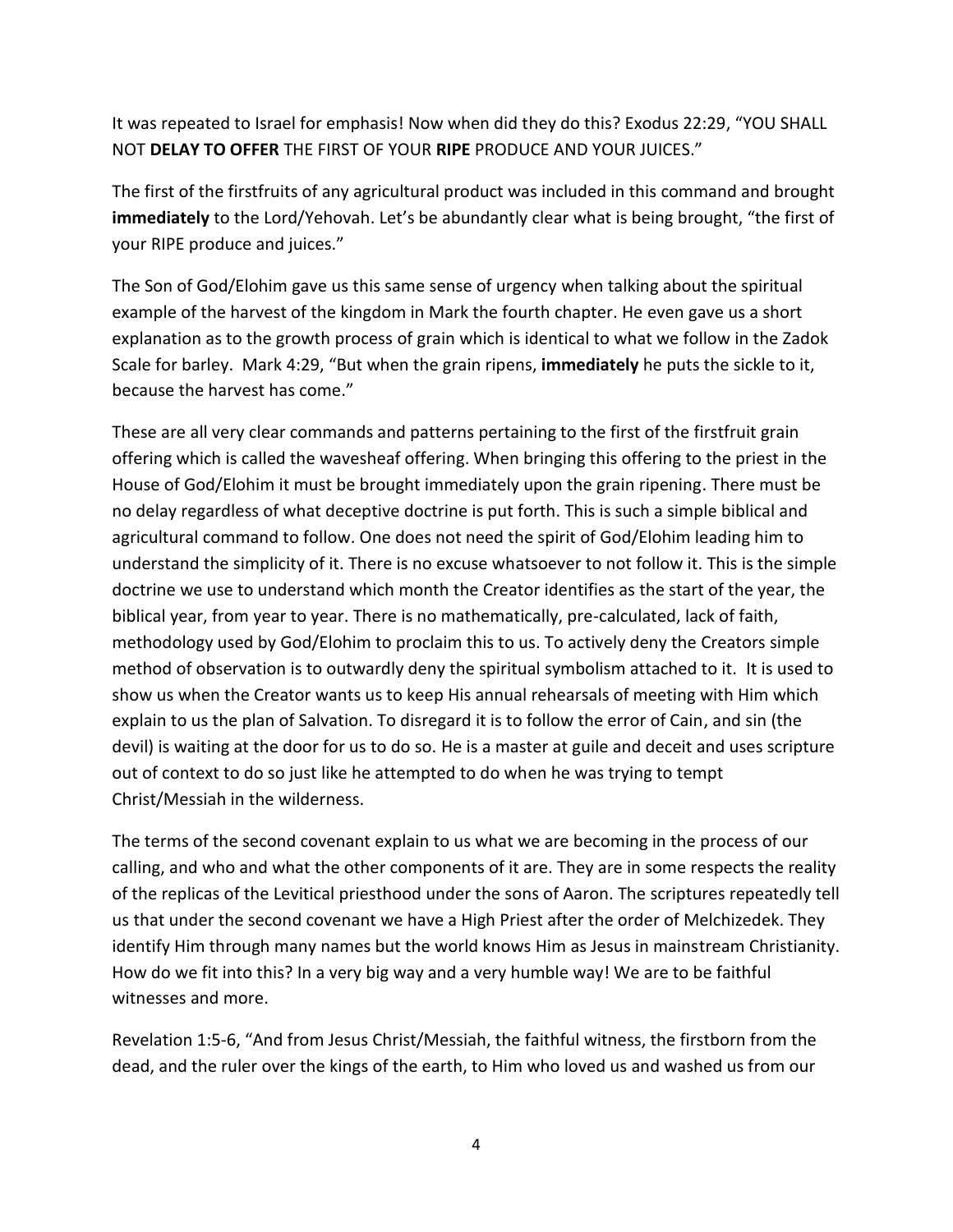It was repeated to Israel for emphasis! Now when did they do this? Exodus 22:29, "YOU SHALL NOT **DELAY TO OFFER** THE FIRST OF YOUR **RIPE** PRODUCE AND YOUR JUICES."

The first of the firstfruits of any agricultural product was included in this command and brought **immediately** to the Lord/Yehovah. Let's be abundantly clear what is being brought, "the first of your RIPE produce and juices."

The Son of God/Elohim gave us this same sense of urgency when talking about the spiritual example of the harvest of the kingdom in Mark the fourth chapter. He even gave us a short explanation as to the growth process of grain which is identical to what we follow in the Zadok Scale for barley. Mark 4:29, "But when the grain ripens, **immediately** he puts the sickle to it, because the harvest has come."

These are all very clear commands and patterns pertaining to the first of the firstfruit grain offering which is called the wavesheaf offering. When bringing this offering to the priest in the House of God/Elohim it must be brought immediately upon the grain ripening. There must be no delay regardless of what deceptive doctrine is put forth. This is such a simple biblical and agricultural command to follow. One does not need the spirit of God/Elohim leading him to understand the simplicity of it. There is no excuse whatsoever to not follow it. This is the simple doctrine we use to understand which month the Creator identifies as the start of the year, the biblical year, from year to year. There is no mathematically, pre-calculated, lack of faith, methodology used by God/Elohim to proclaim this to us. To actively deny the Creators simple method of observation is to outwardly deny the spiritual symbolism attached to it. It is used to show us when the Creator wants us to keep His annual rehearsals of meeting with Him which explain to us the plan of Salvation. To disregard it is to follow the error of Cain, and sin (the devil) is waiting at the door for us to do so. He is a master at guile and deceit and uses scripture out of context to do so just like he attempted to do when he was trying to tempt Christ/Messiah in the wilderness.

The terms of the second covenant explain to us what we are becoming in the process of our calling, and who and what the other components of it are. They are in some respects the reality of the replicas of the Levitical priesthood under the sons of Aaron. The scriptures repeatedly tell us that under the second covenant we have a High Priest after the order of Melchizedek. They identify Him through many names but the world knows Him as Jesus in mainstream Christianity. How do we fit into this? In a very big way and a very humble way! We are to be faithful witnesses and more.

Revelation 1:5-6, "And from Jesus Christ/Messiah, the faithful witness, the firstborn from the dead, and the ruler over the kings of the earth, to Him who loved us and washed us from our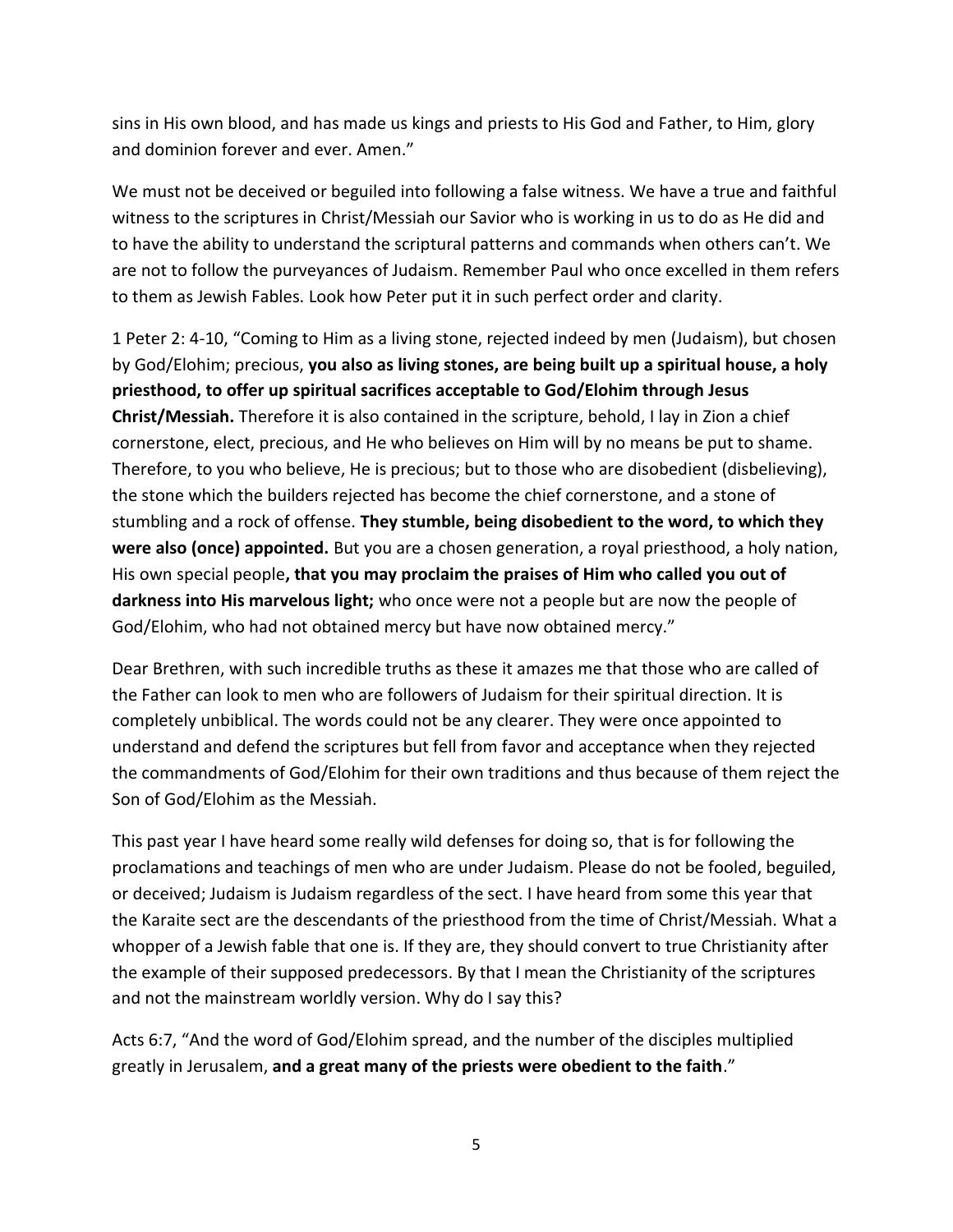sins in His own blood, and has made us kings and priests to His God and Father, to Him, glory and dominion forever and ever. Amen."

We must not be deceived or beguiled into following a false witness. We have a true and faithful witness to the scriptures in Christ/Messiah our Savior who is working in us to do as He did and to have the ability to understand the scriptural patterns and commands when others can't. We are not to follow the purveyances of Judaism. Remember Paul who once excelled in them refers to them as Jewish Fables. Look how Peter put it in such perfect order and clarity.

1 Peter 2: 4-10, "Coming to Him as a living stone, rejected indeed by men (Judaism), but chosen by God/Elohim; precious, **you also as living stones, are being built up a spiritual house, a holy priesthood, to offer up spiritual sacrifices acceptable to God/Elohim through Jesus Christ/Messiah.** Therefore it is also contained in the scripture, behold, I lay in Zion a chief cornerstone, elect, precious, and He who believes on Him will by no means be put to shame. Therefore, to you who believe, He is precious; but to those who are disobedient (disbelieving), the stone which the builders rejected has become the chief cornerstone, and a stone of stumbling and a rock of offense. **They stumble, being disobedient to the word, to which they were also (once) appointed.** But you are a chosen generation, a royal priesthood, a holy nation, His own special people**, that you may proclaim the praises of Him who called you out of darkness into His marvelous light;** who once were not a people but are now the people of God/Elohim, who had not obtained mercy but have now obtained mercy."

Dear Brethren, with such incredible truths as these it amazes me that those who are called of the Father can look to men who are followers of Judaism for their spiritual direction. It is completely unbiblical. The words could not be any clearer. They were once appointed to understand and defend the scriptures but fell from favor and acceptance when they rejected the commandments of God/Elohim for their own traditions and thus because of them reject the Son of God/Elohim as the Messiah.

This past year I have heard some really wild defenses for doing so, that is for following the proclamations and teachings of men who are under Judaism. Please do not be fooled, beguiled, or deceived; Judaism is Judaism regardless of the sect. I have heard from some this year that the Karaite sect are the descendants of the priesthood from the time of Christ/Messiah. What a whopper of a Jewish fable that one is. If they are, they should convert to true Christianity after the example of their supposed predecessors. By that I mean the Christianity of the scriptures and not the mainstream worldly version. Why do I say this?

Acts 6:7, "And the word of God/Elohim spread, and the number of the disciples multiplied greatly in Jerusalem, **and a great many of the priests were obedient to the faith**."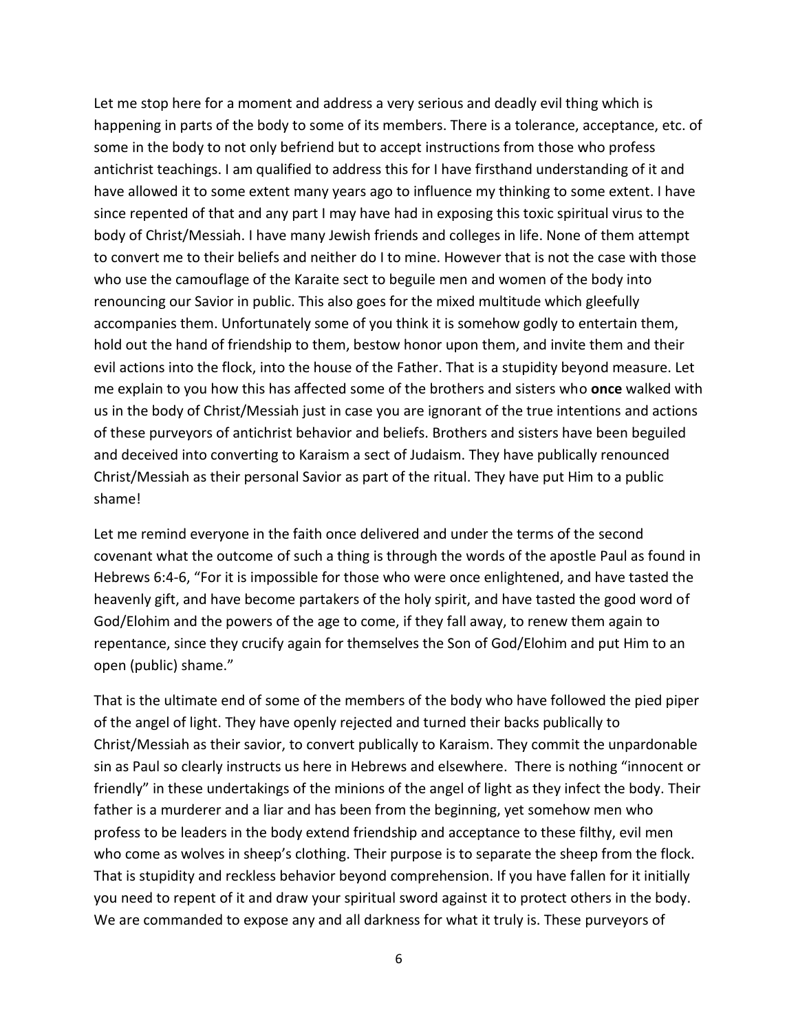Let me stop here for a moment and address a very serious and deadly evil thing which is happening in parts of the body to some of its members. There is a tolerance, acceptance, etc. of some in the body to not only befriend but to accept instructions from those who profess antichrist teachings. I am qualified to address this for I have firsthand understanding of it and have allowed it to some extent many years ago to influence my thinking to some extent. I have since repented of that and any part I may have had in exposing this toxic spiritual virus to the body of Christ/Messiah. I have many Jewish friends and colleges in life. None of them attempt to convert me to their beliefs and neither do I to mine. However that is not the case with those who use the camouflage of the Karaite sect to beguile men and women of the body into renouncing our Savior in public. This also goes for the mixed multitude which gleefully accompanies them. Unfortunately some of you think it is somehow godly to entertain them, hold out the hand of friendship to them, bestow honor upon them, and invite them and their evil actions into the flock, into the house of the Father. That is a stupidity beyond measure. Let me explain to you how this has affected some of the brothers and sisters who **once** walked with us in the body of Christ/Messiah just in case you are ignorant of the true intentions and actions of these purveyors of antichrist behavior and beliefs. Brothers and sisters have been beguiled and deceived into converting to Karaism a sect of Judaism. They have publically renounced Christ/Messiah as their personal Savior as part of the ritual. They have put Him to a public shame!

Let me remind everyone in the faith once delivered and under the terms of the second covenant what the outcome of such a thing is through the words of the apostle Paul as found in Hebrews 6:4-6, "For it is impossible for those who were once enlightened, and have tasted the heavenly gift, and have become partakers of the holy spirit, and have tasted the good word of God/Elohim and the powers of the age to come, if they fall away, to renew them again to repentance, since they crucify again for themselves the Son of God/Elohim and put Him to an open (public) shame."

That is the ultimate end of some of the members of the body who have followed the pied piper of the angel of light. They have openly rejected and turned their backs publically to Christ/Messiah as their savior, to convert publically to Karaism. They commit the unpardonable sin as Paul so clearly instructs us here in Hebrews and elsewhere. There is nothing "innocent or friendly" in these undertakings of the minions of the angel of light as they infect the body. Their father is a murderer and a liar and has been from the beginning, yet somehow men who profess to be leaders in the body extend friendship and acceptance to these filthy, evil men who come as wolves in sheep's clothing. Their purpose is to separate the sheep from the flock. That is stupidity and reckless behavior beyond comprehension. If you have fallen for it initially you need to repent of it and draw your spiritual sword against it to protect others in the body. We are commanded to expose any and all darkness for what it truly is. These purveyors of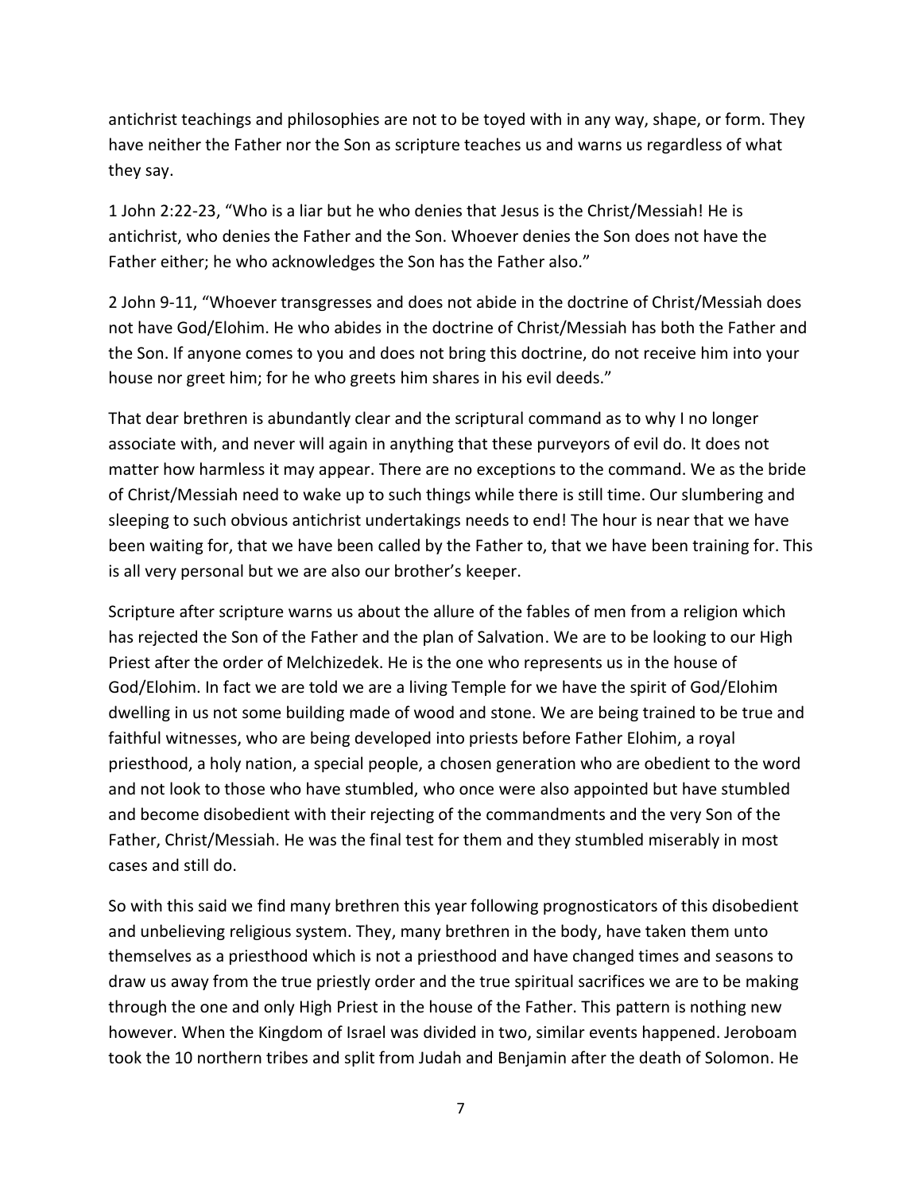antichrist teachings and philosophies are not to be toyed with in any way, shape, or form. They have neither the Father nor the Son as scripture teaches us and warns us regardless of what they say.

1 John 2:22-23, "Who is a liar but he who denies that Jesus is the Christ/Messiah! He is antichrist, who denies the Father and the Son. Whoever denies the Son does not have the Father either; he who acknowledges the Son has the Father also."

2 John 9-11, "Whoever transgresses and does not abide in the doctrine of Christ/Messiah does not have God/Elohim. He who abides in the doctrine of Christ/Messiah has both the Father and the Son. If anyone comes to you and does not bring this doctrine, do not receive him into your house nor greet him; for he who greets him shares in his evil deeds."

That dear brethren is abundantly clear and the scriptural command as to why I no longer associate with, and never will again in anything that these purveyors of evil do. It does not matter how harmless it may appear. There are no exceptions to the command. We as the bride of Christ/Messiah need to wake up to such things while there is still time. Our slumbering and sleeping to such obvious antichrist undertakings needs to end! The hour is near that we have been waiting for, that we have been called by the Father to, that we have been training for. This is all very personal but we are also our brother's keeper.

Scripture after scripture warns us about the allure of the fables of men from a religion which has rejected the Son of the Father and the plan of Salvation. We are to be looking to our High Priest after the order of Melchizedek. He is the one who represents us in the house of God/Elohim. In fact we are told we are a living Temple for we have the spirit of God/Elohim dwelling in us not some building made of wood and stone. We are being trained to be true and faithful witnesses, who are being developed into priests before Father Elohim, a royal priesthood, a holy nation, a special people, a chosen generation who are obedient to the word and not look to those who have stumbled, who once were also appointed but have stumbled and become disobedient with their rejecting of the commandments and the very Son of the Father, Christ/Messiah. He was the final test for them and they stumbled miserably in most cases and still do.

So with this said we find many brethren this year following prognosticators of this disobedient and unbelieving religious system. They, many brethren in the body, have taken them unto themselves as a priesthood which is not a priesthood and have changed times and seasons to draw us away from the true priestly order and the true spiritual sacrifices we are to be making through the one and only High Priest in the house of the Father. This pattern is nothing new however. When the Kingdom of Israel was divided in two, similar events happened. Jeroboam took the 10 northern tribes and split from Judah and Benjamin after the death of Solomon. He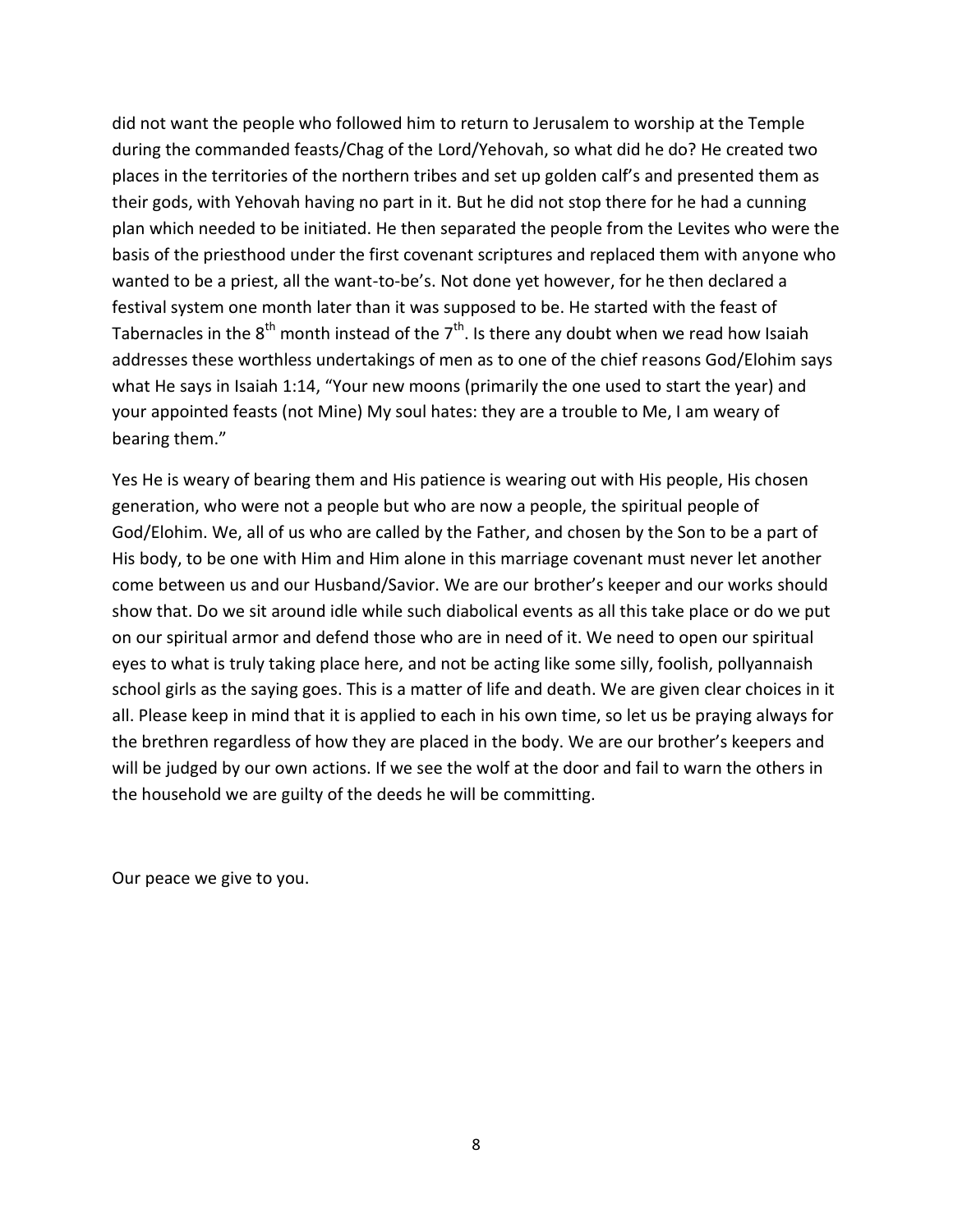did not want the people who followed him to return to Jerusalem to worship at the Temple during the commanded feasts/Chag of the Lord/Yehovah, so what did he do? He created two places in the territories of the northern tribes and set up golden calf's and presented them as their gods, with Yehovah having no part in it. But he did not stop there for he had a cunning plan which needed to be initiated. He then separated the people from the Levites who were the basis of the priesthood under the first covenant scriptures and replaced them with anyone who wanted to be a priest, all the want-to-be's. Not done yet however, for he then declared a festival system one month later than it was supposed to be. He started with the feast of Tabernacles in the 8th month instead of the 7th. Is there any doubt when we read how Isaiah addresses these worthless undertakings of men as to one of the chief reasons God/Elohim says what He says in Isaiah 1:14, "Your new moons (primarily the one used to start the year) and your appointed feasts (not Mine) My soul hates: they are a trouble to Me, I am weary of bearing them."

Yes He is weary of bearing them and His patience is wearing out with His people, His chosen generation, who were not a people but who are now a people, the spiritual people of God/Elohim. We, all of us who are called by the Father, and chosen by the Son to be a part of His body, to be one with Him and Him alone in this marriage covenant must never let another come between us and our Husband/Savior. We are our brother's keeper and our works should show that. Do we sit around idle while such diabolical events as all this take place or do we put on our spiritual armor and defend those who are in need of it. We need to open our spiritual eyes to what is truly taking place here, and not be acting like some silly, foolish, pollyannaish school girls as the saying goes. This is a matter of life and death. We are given clear choices in it all. Please keep in mind that it is applied to each in his own time, so let us be praying always for the brethren regardless of how they are placed in the body. We are our brother's keepers and will be judged by our own actions. If we see the wolf at the door and fail to warn the others in the household we are guilty of the deeds he will be committing.

Our peace we give to you.